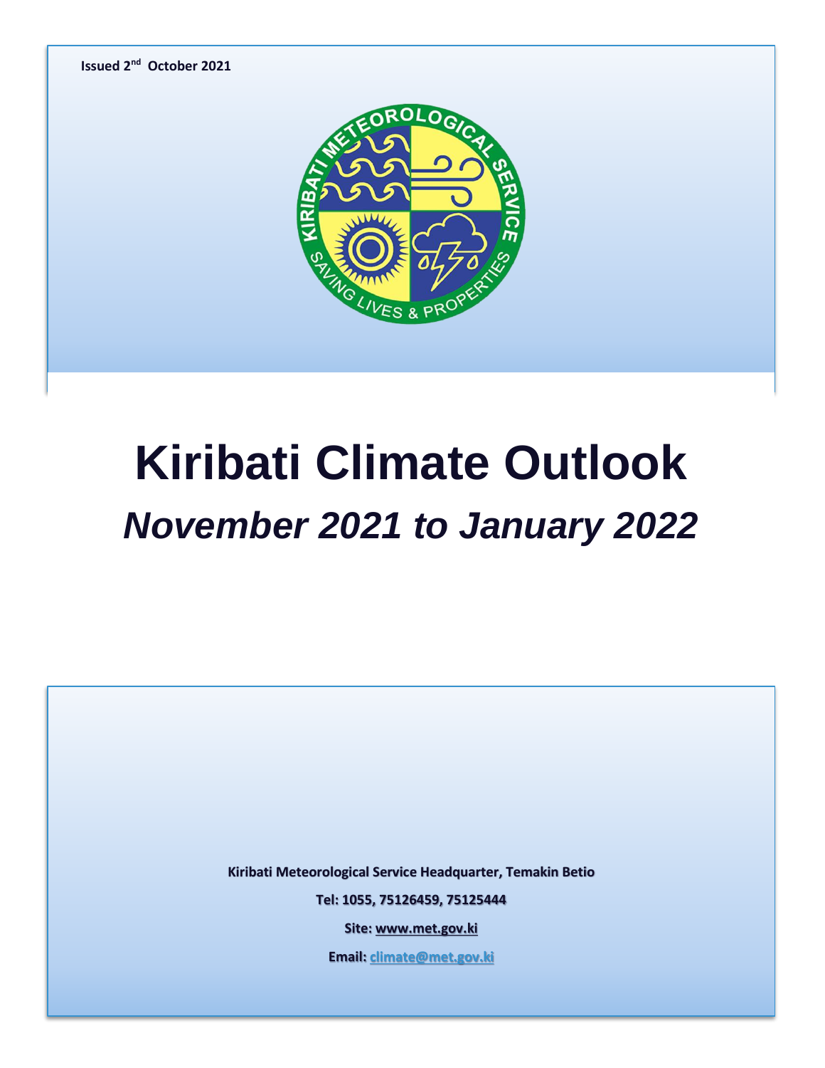Issued 2nd October 2021

# Kiribati Climate Outlook

## *November 2021 to January 2022*

**Kiribati Meteorological Service Headquarter, Temakin Betio**

**Tel: 1055, 75126459, 75125444**

**Site: www.met.gov.ki**

**Email: climate@met.gov.ki**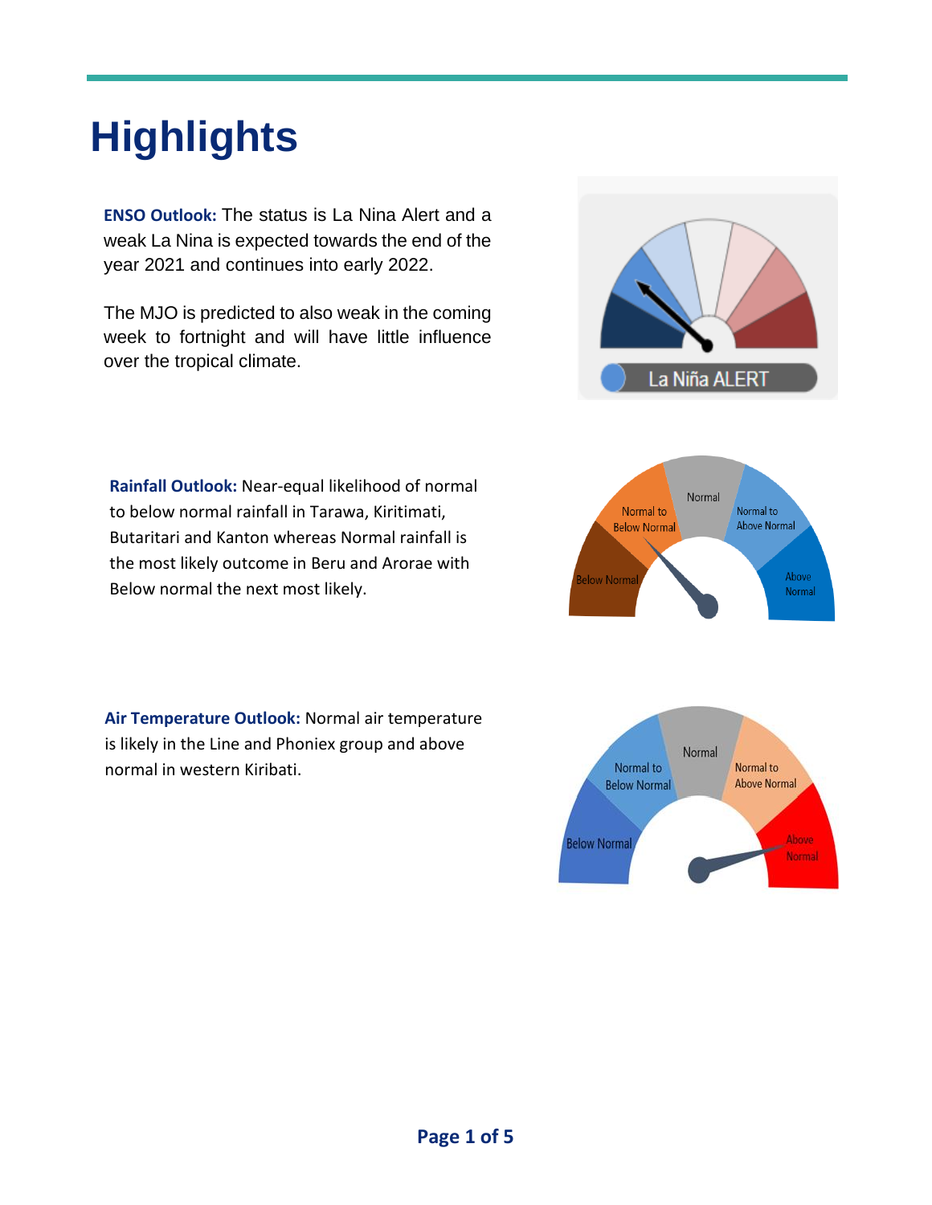# Highlights

**ENSO Outlook:** The status is La Nina Alert and a weak La Nina is expected towards the end of the year 2021 and continues into early 2022.

The MJO is predicted to also weak in the coming week to fortnight and will have little influence over the tropical climate.

**Rainfall Outlook:** Near-equal likelihood of normal to below normal rainfall in Tarawa, Kiritimati, Butaritari and Kanton whereas Normal rainfall is the most likely outcome in Beru and Arorae with Below normal the next most likely.

**Air Temperature Outlook:** Normal air temperature is likely in the Line and Phoniex group and above normal in western Kiribati.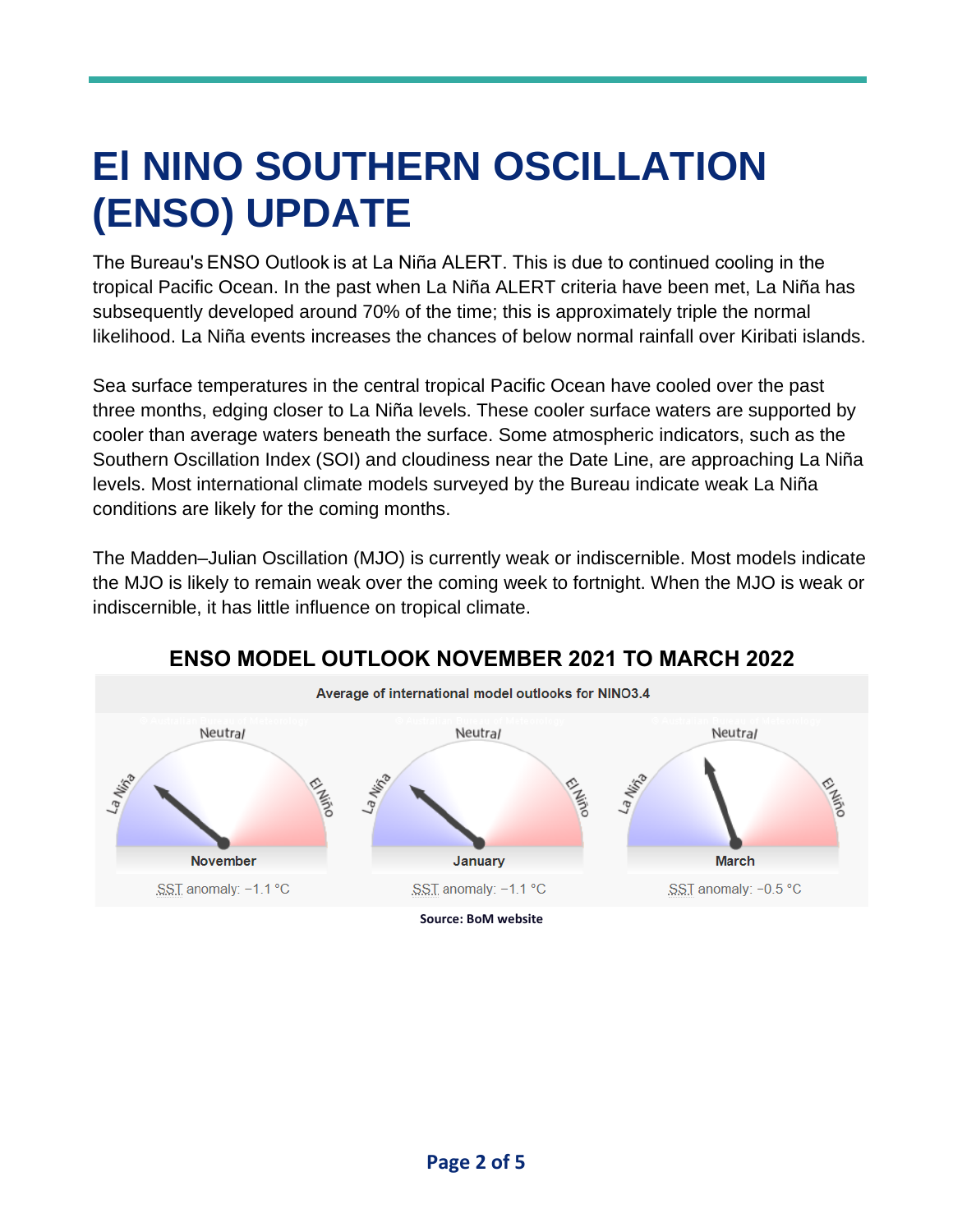# El NINO SOUTHERN OSCILLATION (ENSO) UPDATE

The Bureau's ENSO Outlook is at La Niña ALERT. This is due to continued cooling in the tropical Pacific Ocean. In the past when La Niña ALERT criteria have been met, La Niña has subsequently developed around 70% of the time; this is approximately triple the normal likelihood. La Niña events increases the chances of below normal rainfall over Kiribati islands.

Sea surface temperatures in the central tropical Pacific Ocean have cooled over the past three months, edging closer to La Niña levels. These cooler surface waters are supported by cooler than average waters beneath the surface. Some atmospheric indicators, such as the Southern Oscillation Index (SOI) and cloudiness near the Date Line, are approaching La Niña levels. Most international climate models surveyed by the Bureau indicate weak La Niña conditions are likely for the coming months.

The Madden–Julian Oscillation (MJO) is currently weak or indiscernible. Most models indicate the MJO is likely to remain weak over the coming week to fortnight. When the MJO is weak or indiscernible, it has little influence on tropical climate.

## ENSO MODEL OUTLOOK NOVEMBER 2021 TO MARCH 2022

Average of international model outlooks for NINO3.4

| November | January | March |
|---|---|---|
| SST anomaly: −1.1 °C | SST anomaly: −1.1 °C | SST anomaly: −0.5 °C |

**Source: BoM website**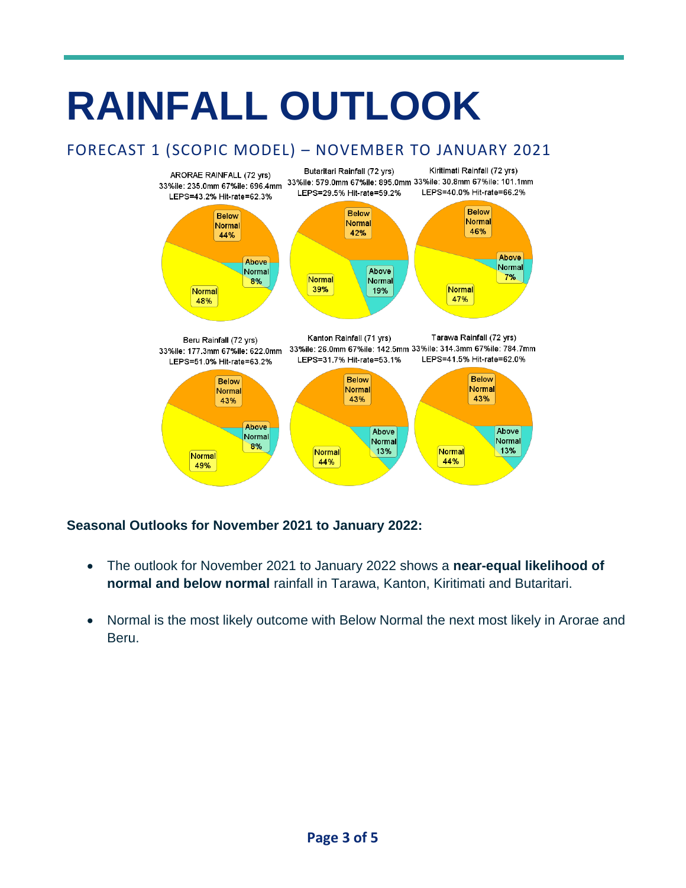# RAINFALL OUTLOOK

## FORECAST 1 (SCOPIC MODEL) – NOVEMBER TO JANUARY 2021

AROARAE RAINFALL (72 yrs)
33%ile: 235.0mm 67%ile: 696.4mm
LEPS=43.2% Hit-rate=62.3%

Below Normal 44%
Above Normal 8%
Normal 48%

Butaritari Rainfall (72 yrs)
33%ile: 579.0mm 67%ile: 895.0mm
LEPS=29.5% Hit-rate=59.2%

Below Normal 42%
Above Normal 19%
Normal 39%

Kiritimati Rainfall (72 yrs)
33%ile: 30.8mm 67%ile: 101.1mm
LEPS=40.0% Hit-rate=66.2%

Below Normal 46%
Above Normal 7%
Normal 47%

Beru Rainfall (72 yrs)
33%ile: 177.3mm 67%ile: 622.0mm
LEPS=51.0% Hit-rate=63.2%

Below Normal 43%
Above Normal 8%
Normal 49%

Kanton Rainfall (71 yrs)
33%ile: 26.0mm 67%ile: 142.5mm
LEPS=31.7% Hit-rate=53.1%

Below Normal 43%
Above Normal 13%
Normal 44%

Tarawa Rainfall (72 yrs)
33%ile: 314.3mm 67%ile: 784.7mm
LEPS=41.5% Hit-rate=62.0%

Below Normal 43%
Above Normal 13%
Normal 44%

**Seasonal Outlooks for November 2021 to January 2022:**

- The outlook for November 2021 to January 2022 shows a **near-equal likelihood of normal and below normal** rainfall in Tarawa, Kanton, Kiritimati and Butaritari.
- Normal is the most likely outcome with Below Normal the next most likely in Arorae and Beru.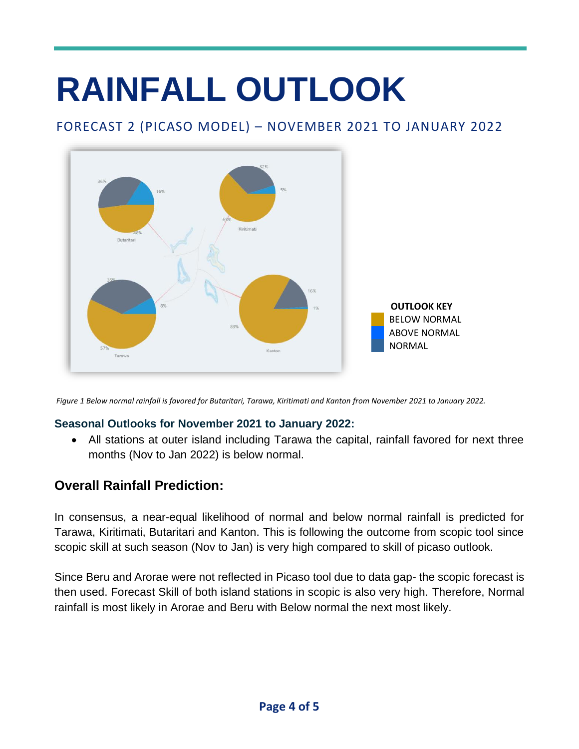# RAINFALL OUTLOOK

## FORECAST 2 (PICASO MODEL) – NOVEMBER 2021 TO JANUARY 2022

OUTLOOK KEY
- BELOW NORMAL
- ABOVE NORMAL
- NORMAL

*Figure 1 Below normal rainfall is favored for Butaritari, Tarawa, Kiritimati and Kanton from November 2021 to January 2022.*

### Seasonal Outlooks for November 2021 to January 2022:

- All stations at outer island including Tarawa the capital, rainfall favored for next three months (Nov to Jan 2022) is below normal.

## Overall Rainfall Prediction:

In consensus, a near-equal likelihood of normal and below normal rainfall is predicted for Tarawa, Kiritimati, Butaritari and Kanton. This is following the outcome from scopic tool since scopic skill at such season (Nov to Jan) is very high compared to skill of picaso outlook.

Since Beru and Arorae were not reflected in Picaso tool due to data gap- the scopic forecast is then used. Forecast Skill of both island stations in scopic is also very high. Therefore, Normal rainfall is most likely in Arorae and Beru with Below normal the next most likely.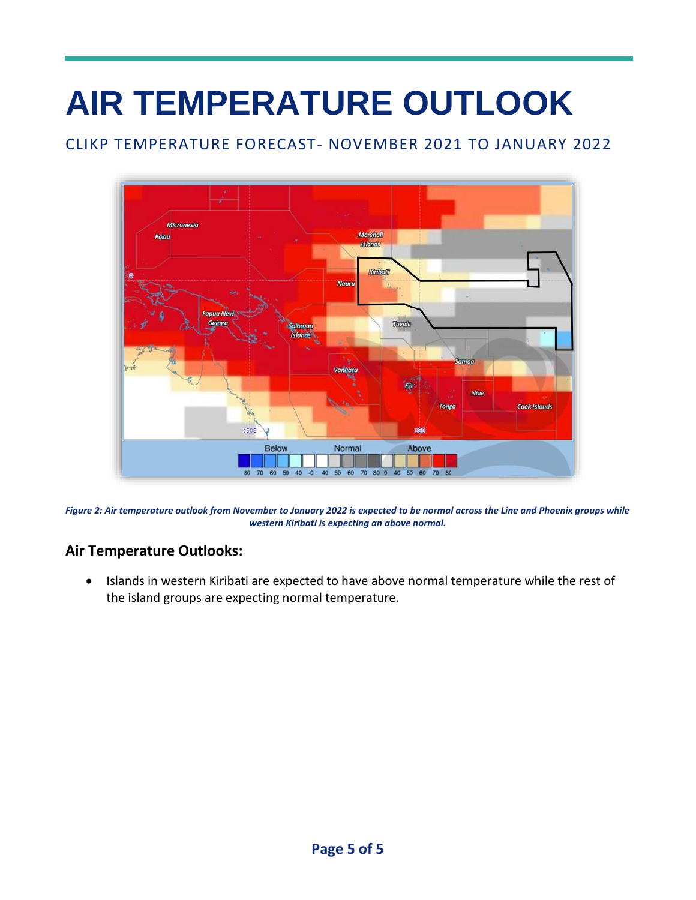# AIR TEMPERATURE OUTLOOK

## CLIKP TEMPERATURE FORECAST- NOVEMBER 2021 TO JANUARY 2022

Micronesia
Palau
Marshall Islands
Kiribati
Nauru
Papua New Guinea
Solomon Islands
Tuvalu
Vanuatu
Fiji
Samoa
Niue
Tonga
Cook Islands
150E
180
Below
Normal
Above
80 70 60 50 40 -0 40 50 60 70 80 0 40 50 60 70 80

*Figure 2: Air temperature outlook from November to January 2022 is expected to be normal across the Line and Phoenix groups while western Kiribati is expecting an above normal.*

### Air Temperature Outlooks:

- Islands in western Kiribati are expected to have above normal temperature while the rest of the island groups are expecting normal temperature.